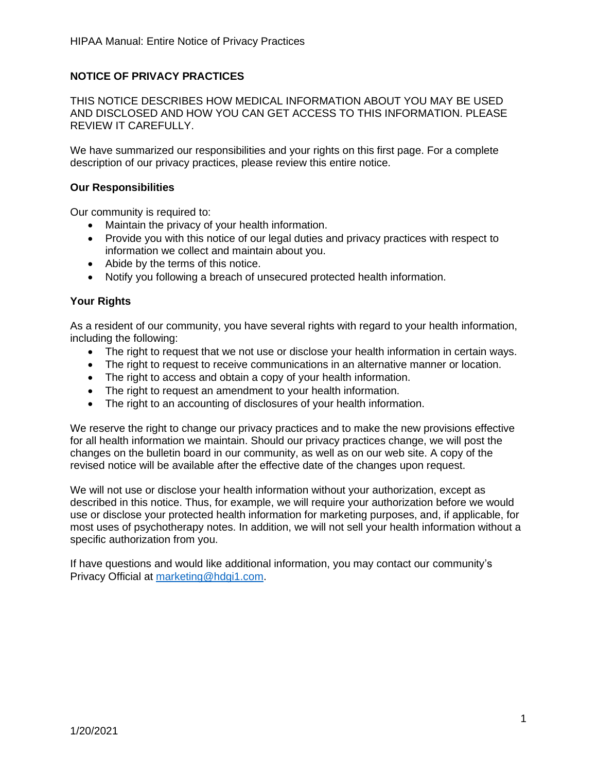# NOTICE OF PRIVACY PRACTICES

THIS NOTICE DESCRIBES HOW MEDICAL INFORMATION ABOUT YOU MAY BE USED AND DISCLOSED AND HOW YOU CAN GET ACCESS TO THIS INFORMATION. PLEASE REVIEW IT CAREFULLY.

We have summarized our responsibilities and your rights on this first page. For a complete description of our privacy practices, please review this entire notice.

## Our Responsibilities

Our community is required to:

- Maintain the privacy of your health information.
- Provide you with this notice of our legal duties and privacy practices with respect to information we collect and maintain about you.
- Abide by the terms of this notice.
- Notify you following a breach of unsecured protected health information.

## Your Rights

As a resident of our community, you have several rights with regard to your health information, including the following:

- The right to request that we not use or disclose your health information in certain ways.
- The right to request to receive communications in an alternative manner or location.
- The right to access and obtain a copy of your health information.
- The right to request an amendment to your health information.
- The right to an accounting of disclosures of your health information.

We reserve the right to change our privacy practices and to make the new provisions effective for all health information we maintain. Should our privacy practices change, we will post the changes on the bulletin board in our community, as well as on our web site. A copy of the revised notice will be available after the effective date of the changes upon request.

We will not use or disclose your health information without your authorization, except as described in this notice. Thus, for example, we will require your authorization before we would use or disclose your protected health information for marketing purposes, and, if applicable, for most uses of psychotherapy notes. In addition, we will not sell your health information without a specific authorization from you.

If have questions and would like additional information, you may contact our community's Privacy Official at marketing@hdgi1.com.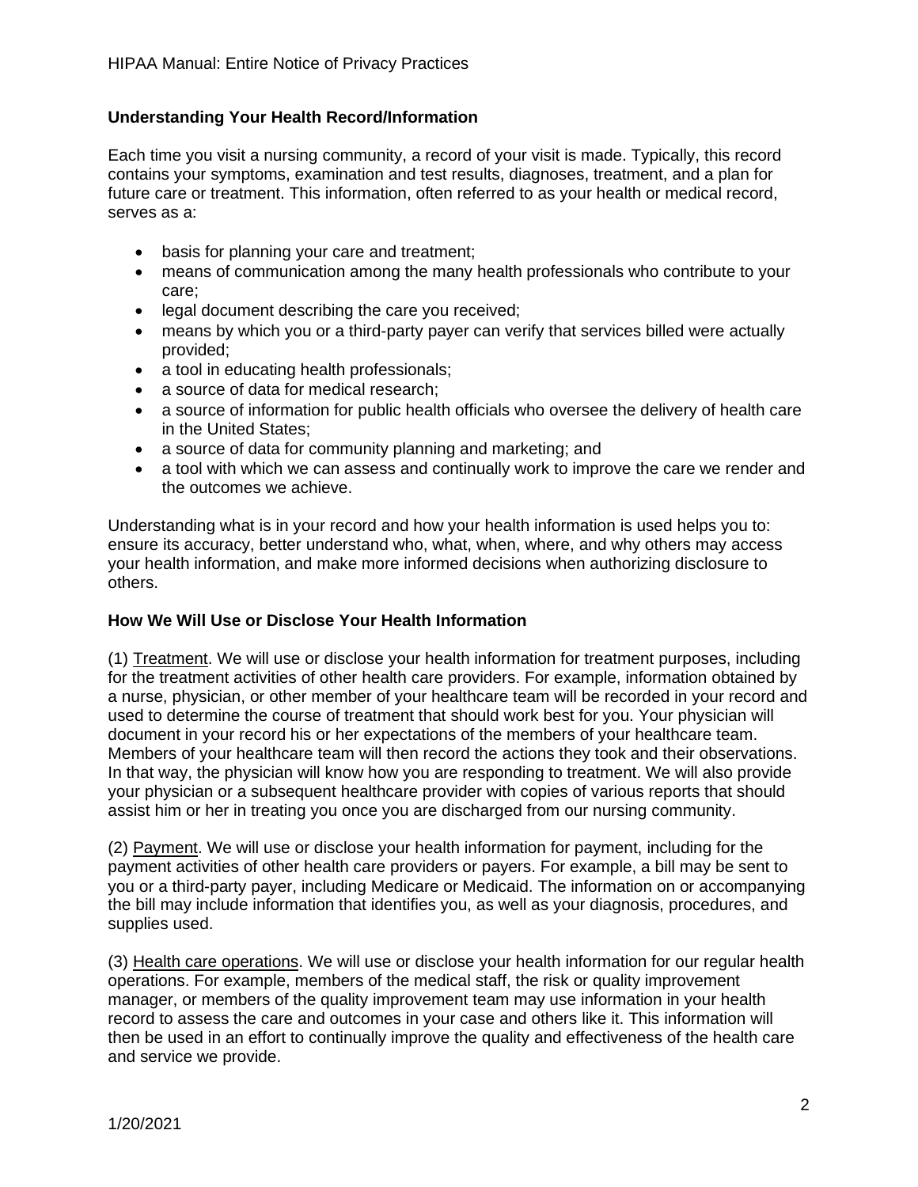### Understanding Your Health Record/Information

Each time you visit a nursing community, a record of your visit is made. Typically, this record contains your symptoms, examination and test results, diagnoses, treatment, and a plan for future care or treatment. This information, often referred to as your health or medical record, serves as a:

- basis for planning your care and treatment;
- means of communication among the many health professionals who contribute to your care;
- legal document describing the care you received;
- means by which you or a third-party payer can verify that services billed were actually provided;
- a tool in educating health professionals;
- a source of data for medical research;
- a source of information for public health officials who oversee the delivery of health care in the United States;
- a source of data for community planning and marketing; and
- a tool with which we can assess and continually work to improve the care we render and the outcomes we achieve.

Understanding what is in your record and how your health information is used helps you to: ensure its accuracy, better understand who, what, when, where, and why others may access your health information, and make more informed decisions when authorizing disclosure to others.

### How We Will Use or Disclose Your Health Information

(1) Treatment. We will use or disclose your health information for treatment purposes, including for the treatment activities of other health care providers. For example, information obtained by a nurse, physician, or other member of your healthcare team will be recorded in your record and used to determine the course of treatment that should work best for you. Your physician will document in your record his or her expectations of the members of your healthcare team. Members of your healthcare team will then record the actions they took and their observations. In that way, the physician will know how you are responding to treatment. We will also provide your physician or a subsequent healthcare provider with copies of various reports that should assist him or her in treating you once you are discharged from our nursing community.

(2) Payment. We will use or disclose your health information for payment, including for the payment activities of other health care providers or payers. For example, a bill may be sent to you or a third-party payer, including Medicare or Medicaid. The information on or accompanying the bill may include information that identifies you, as well as your diagnosis, procedures, and supplies used.

(3) Health care operations. We will use or disclose your health information for our regular health operations. For example, members of the medical staff, the risk or quality improvement manager, or members of the quality improvement team may use information in your health record to assess the care and outcomes in your case and others like it. This information will then be used in an effort to continually improve the quality and effectiveness of the health care and service we provide.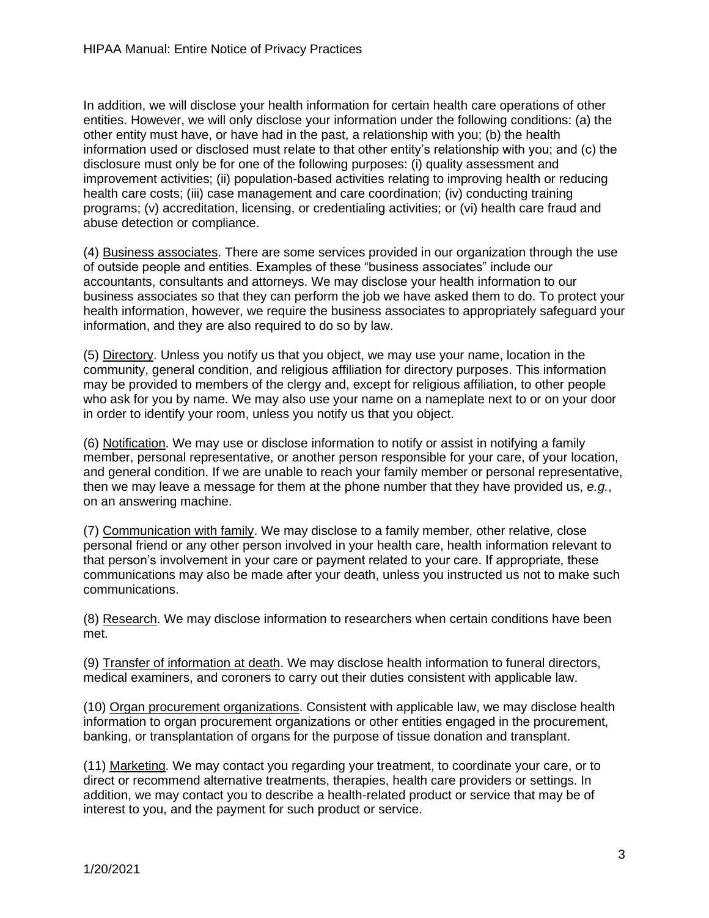In addition, we will disclose your health information for certain health care operations of other entities. However, we will only disclose your information under the following conditions: (a) the other entity must have, or have had in the past, a relationship with you; (b) the health information used or disclosed must relate to that other entity's relationship with you; and (c) the disclosure must only be for one of the following purposes: (i) quality assessment and improvement activities; (ii) population-based activities relating to improving health or reducing health care costs; (iii) case management and care coordination; (iv) conducting training programs; (v) accreditation, licensing, or credentialing activities; or (vi) health care fraud and abuse detection or compliance.

(4) <u>Business associates</u>. There are some services provided in our organization through the use of outside people and entities. Examples of these "business associates" include our accountants, consultants and attorneys. We may disclose your health information to our business associates so that they can perform the job we have asked them to do. To protect your health information, however, we require the business associates to appropriately safeguard your information, and they are also required to do so by law.

(5) <u>Directory</u>. Unless you notify us that you object, we may use your name, location in the community, general condition, and religious affiliation for directory purposes. This information may be provided to members of the clergy and, except for religious affiliation, to other people who ask for you by name. We may also use your name on a nameplate next to or on your door in order to identify your room, unless you notify us that you object.

(6) <u>Notification</u>. We may use or disclose information to notify or assist in notifying a family member, personal representative, or another person responsible for your care, of your location, and general condition. If we are unable to reach your family member or personal representative, then we may leave a message for them at the phone number that they have provided us, *e.g.*, on an answering machine.

(7) <u>Communication with family</u>. We may disclose to a family member, other relative, close personal friend or any other person involved in your health care, health information relevant to that person's involvement in your care or payment related to your care. If appropriate, these communications may also be made after your death, unless you instructed us not to make such communications.

(8) <u>Research</u>. We may disclose information to researchers when certain conditions have been met.

(9) <u>Transfer of information at death</u>. We may disclose health information to funeral directors, medical examiners, and coroners to carry out their duties consistent with applicable law.

(10) <u>Organ procurement organizations</u>. Consistent with applicable law, we may disclose health information to organ procurement organizations or other entities engaged in the procurement, banking, or transplantation of organs for the purpose of tissue donation and transplant.

(11) <u>Marketing</u>. We may contact you regarding your treatment, to coordinate your care, or to direct or recommend alternative treatments, therapies, health care providers or settings. In addition, we may contact you to describe a health-related product or service that may be of interest to you, and the payment for such product or service.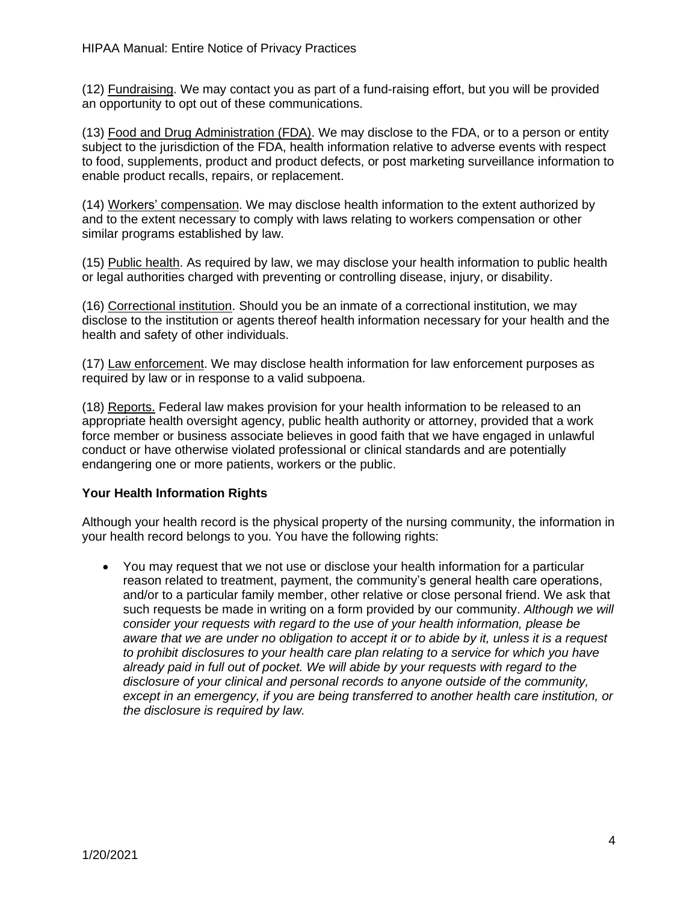(12) Fundraising. We may contact you as part of a fund-raising effort, but you will be provided an opportunity to opt out of these communications.

(13) Food and Drug Administration (FDA). We may disclose to the FDA, or to a person or entity subject to the jurisdiction of the FDA, health information relative to adverse events with respect to food, supplements, product and product defects, or post marketing surveillance information to enable product recalls, repairs, or replacement.

(14) Workers' compensation. We may disclose health information to the extent authorized by and to the extent necessary to comply with laws relating to workers compensation or other similar programs established by law.

(15) Public health. As required by law, we may disclose your health information to public health or legal authorities charged with preventing or controlling disease, injury, or disability.

(16) Correctional institution. Should you be an inmate of a correctional institution, we may disclose to the institution or agents thereof health information necessary for your health and the health and safety of other individuals.

(17) Law enforcement. We may disclose health information for law enforcement purposes as required by law or in response to a valid subpoena.

(18) Reports. Federal law makes provision for your health information to be released to an appropriate health oversight agency, public health authority or attorney, provided that a work force member or business associate believes in good faith that we have engaged in unlawful conduct or have otherwise violated professional or clinical standards and are potentially endangering one or more patients, workers or the public.

**Your Health Information Rights**

Although your health record is the physical property of the nursing community, the information in your health record belongs to you. You have the following rights:

- You may request that we not use or disclose your health information for a particular reason related to treatment, payment, the community's general health care operations, and/or to a particular family member, other relative or close personal friend. We ask that such requests be made in writing on a form provided by our community. *Although we will consider your requests with regard to the use of your health information, please be aware that we are under no obligation to accept it or to abide by it, unless it is a request to prohibit disclosures to your health care plan relating to a service for which you have already paid in full out of pocket. We will abide by your requests with regard to the disclosure of your clinical and personal records to anyone outside of the community, except in an emergency, if you are being transferred to another health care institution, or the disclosure is required by law.*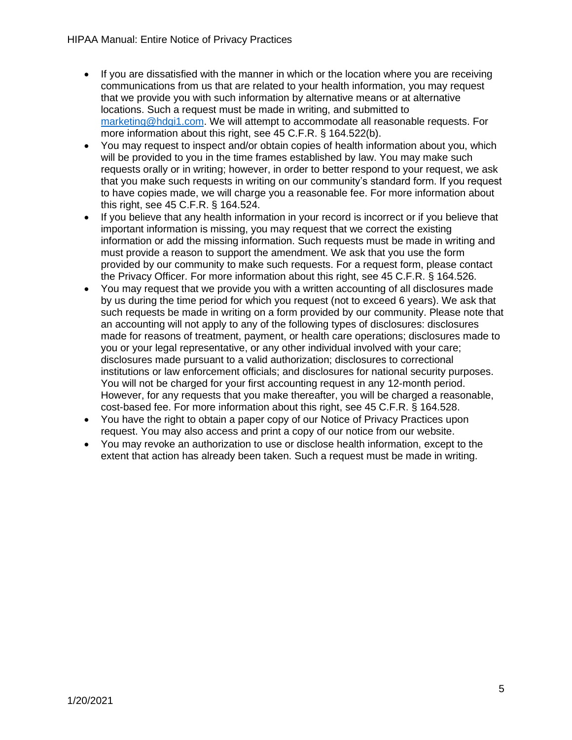- If you are dissatisfied with the manner in which or the location where you are receiving communications from us that are related to your health information, you may request that we provide you with such information by alternative means or at alternative locations. Such a request must be made in writing, and submitted to marketing@hdgi1.com. We will attempt to accommodate all reasonable requests. For more information about this right, see 45 C.F.R. § 164.522(b).
- You may request to inspect and/or obtain copies of health information about you, which will be provided to you in the time frames established by law. You may make such requests orally or in writing; however, in order to better respond to your request, we ask that you make such requests in writing on our community's standard form. If you request to have copies made, we will charge you a reasonable fee. For more information about this right, see 45 C.F.R. § 164.524.
- If you believe that any health information in your record is incorrect or if you believe that important information is missing, you may request that we correct the existing information or add the missing information. Such requests must be made in writing and must provide a reason to support the amendment. We ask that you use the form provided by our community to make such requests. For a request form, please contact the Privacy Officer. For more information about this right, see 45 C.F.R. § 164.526.
- You may request that we provide you with a written accounting of all disclosures made by us during the time period for which you request (not to exceed 6 years). We ask that such requests be made in writing on a form provided by our community. Please note that an accounting will not apply to any of the following types of disclosures: disclosures made for reasons of treatment, payment, or health care operations; disclosures made to you or your legal representative, or any other individual involved with your care; disclosures made pursuant to a valid authorization; disclosures to correctional institutions or law enforcement officials; and disclosures for national security purposes. You will not be charged for your first accounting request in any 12-month period. However, for any requests that you make thereafter, you will be charged a reasonable, cost-based fee. For more information about this right, see 45 C.F.R. § 164.528.
- You have the right to obtain a paper copy of our Notice of Privacy Practices upon request. You may also access and print a copy of our notice from our website.
- You may revoke an authorization to use or disclose health information, except to the extent that action has already been taken. Such a request must be made in writing.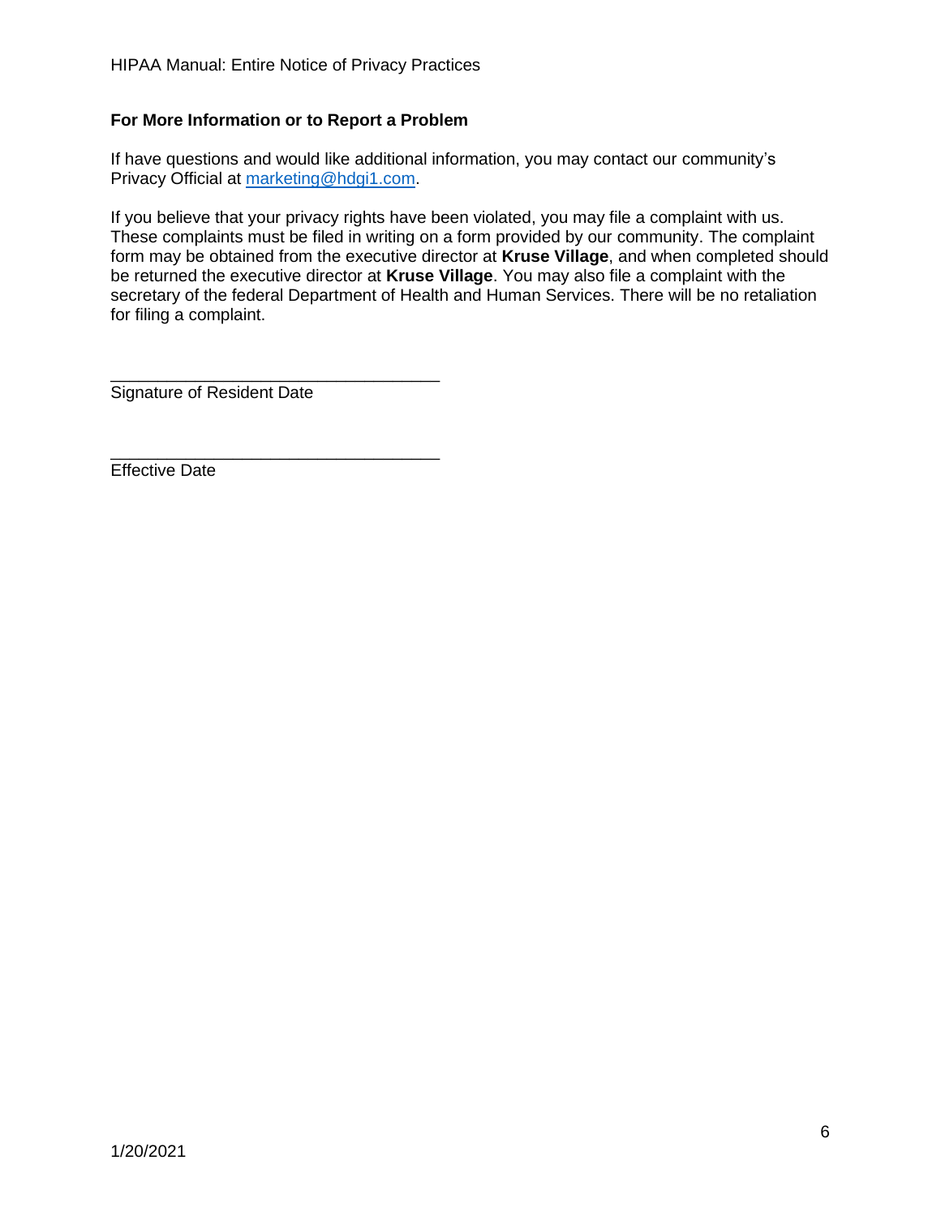**For More Information or to Report a Problem**

If have questions and would like additional information, you may contact our community's Privacy Official at marketing@hdgi1.com.

If you believe that your privacy rights have been violated, you may file a complaint with us. These complaints must be filed in writing on a form provided by our community. The complaint form may be obtained from the executive director at **Kruse Village**, and when completed should be returned the executive director at **Kruse Village**. You may also file a complaint with the secretary of the federal Department of Health and Human Services. There will be no retaliation for filing a complaint.

___________________________________
Signature of Resident Date

___________________________________
Effective Date

1/20/2021